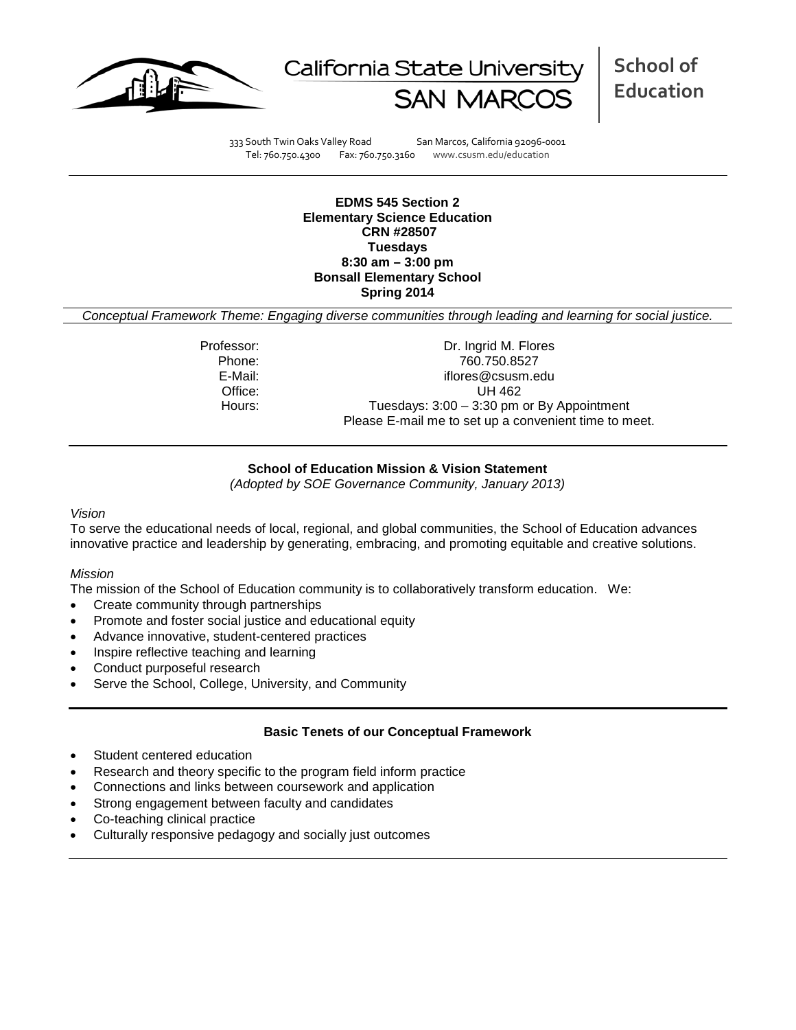California State University SAN MARCOS | **School of Education**

333 South Twin Oaks Valley Road San Marcos, California 92096-0001
Tel: 760.750.4300 Fax: 760.750.3160 www.csusm.edu/education

**EDMS 545 Section 2**
**Elementary Science Education**
**CRN #28507**
**Tuesdays**
**8:30 am – 3:00 pm**
**Bonsall Elementary School**
**Spring 2014**

*Conceptual Framework Theme: Engaging diverse communities through leading and learning for social justice.*

| | |
|---|---|
| Professor: | Dr. Ingrid M. Flores |
| Phone: | 760.750.8527 |
| E-Mail: | iflores@csusm.edu |
| Office: | UH 462 |
| Hours: | Tuesdays: 3:00 – 3:30 pm or By Appointment<br>Please E-mail me to set up a convenient time to meet. |

## School of Education Mission & Vision Statement

*(Adopted by SOE Governance Community, January 2013)*

*Vision*

To serve the educational needs of local, regional, and global communities, the School of Education advances innovative practice and leadership by generating, embracing, and promoting equitable and creative solutions.

*Mission*

The mission of the School of Education community is to collaboratively transform education. We:

- Create community through partnerships
- Promote and foster social justice and educational equity
- Advance innovative, student-centered practices
- Inspire reflective teaching and learning
- Conduct purposeful research
- Serve the School, College, University, and Community

## Basic Tenets of our Conceptual Framework

- Student centered education
- Research and theory specific to the program field inform practice
- Connections and links between coursework and application
- Strong engagement between faculty and candidates
- Co-teaching clinical practice
- Culturally responsive pedagogy and socially just outcomes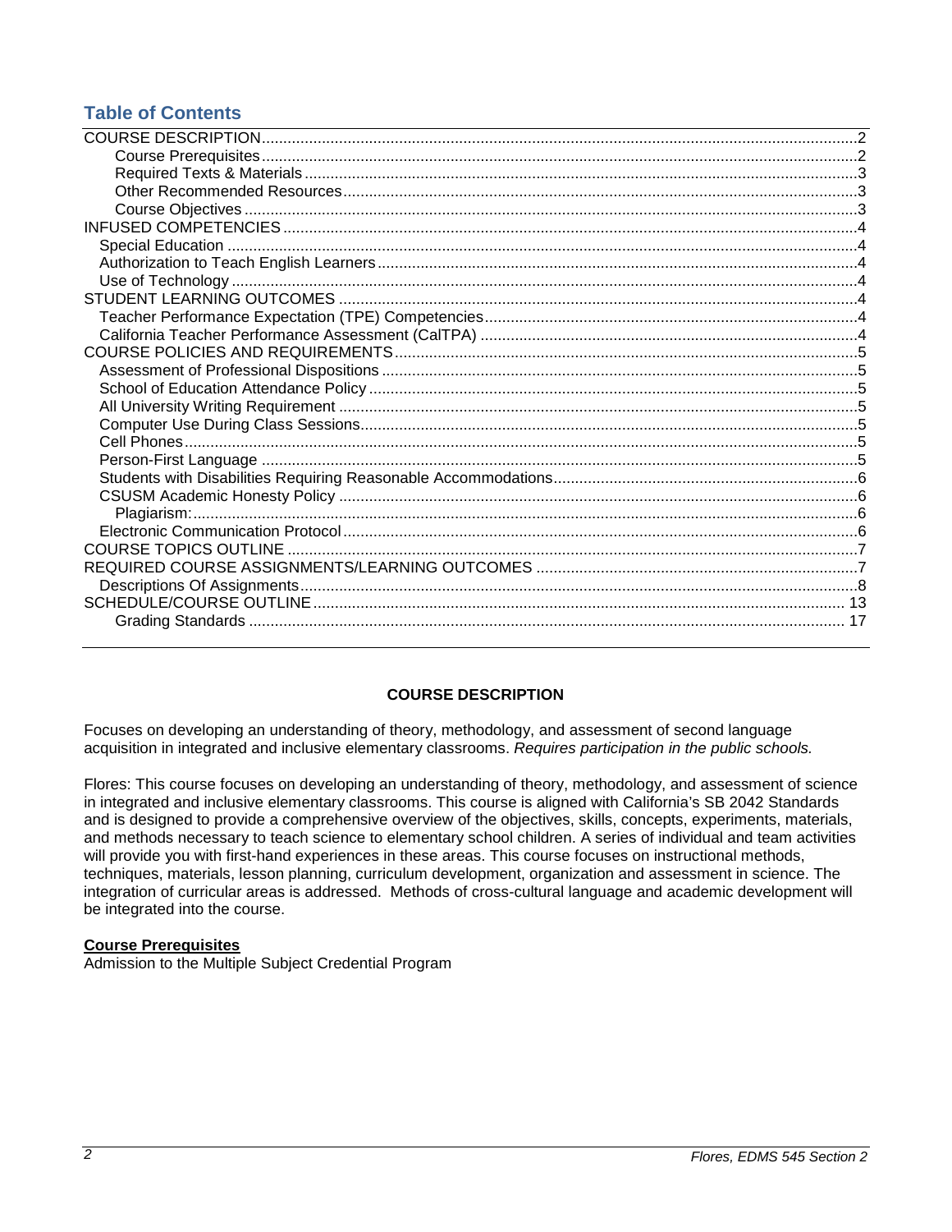## Table of Contents

COURSE DESCRIPTION ..... 2
- Course Prerequisites ..... 2
- Required Texts & Materials ..... 3
- Other Recommended Resources ..... 3
- Course Objectives ..... 3

INFUSED COMPETENCIES ..... 4
- Special Education ..... 4
- Authorization to Teach English Learners ..... 4
- Use of Technology ..... 4

STUDENT LEARNING OUTCOMES ..... 4
- Teacher Performance Expectation (TPE) Competencies ..... 4
- California Teacher Performance Assessment (CalTPA) ..... 4

COURSE POLICIES AND REQUIREMENTS ..... 5
- Assessment of Professional Dispositions ..... 5
- School of Education Attendance Policy ..... 5
- All University Writing Requirement ..... 5
- Computer Use During Class Sessions ..... 5
- Cell Phones ..... 5
- Person-First Language ..... 5
- Students with Disabilities Requiring Reasonable Accommodations ..... 6
- CSUSM Academic Honesty Policy ..... 6
  - Plagiarism: ..... 6
- Electronic Communication Protocol ..... 6

COURSE TOPICS OUTLINE ..... 7

REQUIRED COURSE ASSIGNMENTS/LEARNING OUTCOMES ..... 7
- Descriptions Of Assignments ..... 8

SCHEDULE/COURSE OUTLINE ..... 13
- Grading Standards ..... 17

## COURSE DESCRIPTION

Focuses on developing an understanding of theory, methodology, and assessment of second language acquisition in integrated and inclusive elementary classrooms. *Requires participation in the public schools.*

Flores: This course focuses on developing an understanding of theory, methodology, and assessment of science in integrated and inclusive elementary classrooms. This course is aligned with California's SB 2042 Standards and is designed to provide a comprehensive overview of the objectives, skills, concepts, experiments, materials, and methods necessary to teach science to elementary school children. A series of individual and team activities will provide you with first-hand experiences in these areas. This course focuses on instructional methods, techniques, materials, lesson planning, curriculum development, organization and assessment in science. The integration of curricular areas is addressed. Methods of cross-cultural language and academic development will be integrated into the course.

### Course Prerequisites

Admission to the Multiple Subject Credential Program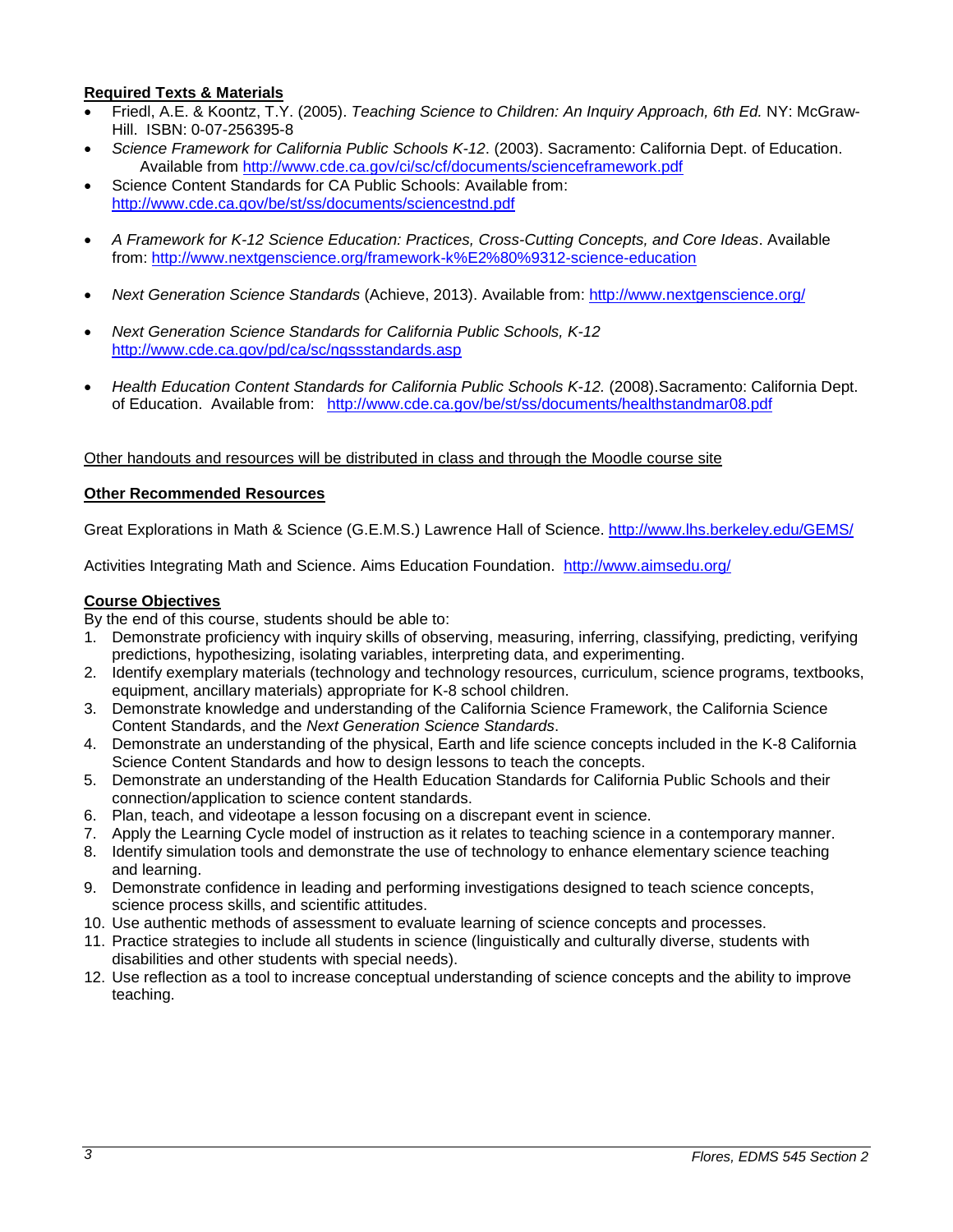**Required Texts & Materials**

- Friedl, A.E. & Koontz, T.Y. (2005). *Teaching Science to Children: An Inquiry Approach, 6th Ed.* NY: McGraw-Hill. ISBN: 0-07-256395-8
- *Science Framework for California Public Schools K-12*. (2003). Sacramento: California Dept. of Education. Available from http://www.cde.ca.gov/ci/sc/cf/documents/scienceframework.pdf
- Science Content Standards for CA Public Schools: Available from: http://www.cde.ca.gov/be/st/ss/documents/sciencestnd.pdf
- *A Framework for K-12 Science Education: Practices, Cross-Cutting Concepts, and Core Ideas*. Available from: http://www.nextgenscience.org/framework-k%E2%80%9312-science-education
- *Next Generation Science Standards* (Achieve, 2013). Available from: http://www.nextgenscience.org/
- *Next Generation Science Standards for California Public Schools, K-12* http://www.cde.ca.gov/pd/ca/sc/ngssstandards.asp
- *Health Education Content Standards for California Public Schools K-12.* (2008).Sacramento: California Dept. of Education. Available from: http://www.cde.ca.gov/be/st/ss/documents/healthstandmar08.pdf

Other handouts and resources will be distributed in class and through the Moodle course site

**Other Recommended Resources**

Great Explorations in Math & Science (G.E.M.S.) Lawrence Hall of Science. http://www.lhs.berkeley.edu/GEMS/

Activities Integrating Math and Science. Aims Education Foundation. http://www.aimsedu.org/

**Course Objectives**

By the end of this course, students should be able to:

1. Demonstrate proficiency with inquiry skills of observing, measuring, inferring, classifying, predicting, verifying predictions, hypothesizing, isolating variables, interpreting data, and experimenting.
2. Identify exemplary materials (technology and technology resources, curriculum, science programs, textbooks, equipment, ancillary materials) appropriate for K-8 school children.
3. Demonstrate knowledge and understanding of the California Science Framework, the California Science Content Standards, and the *Next Generation Science Standards*.
4. Demonstrate an understanding of the physical, Earth and life science concepts included in the K-8 California Science Content Standards and how to design lessons to teach the concepts.
5. Demonstrate an understanding of the Health Education Standards for California Public Schools and their connection/application to science content standards.
6. Plan, teach, and videotape a lesson focusing on a discrepant event in science.
7. Apply the Learning Cycle model of instruction as it relates to teaching science in a contemporary manner.
8. Identify simulation tools and demonstrate the use of technology to enhance elementary science teaching and learning.
9. Demonstrate confidence in leading and performing investigations designed to teach science concepts, science process skills, and scientific attitudes.
10. Use authentic methods of assessment to evaluate learning of science concepts and processes.
11. Practice strategies to include all students in science (linguistically and culturally diverse, students with disabilities and other students with special needs).
12. Use reflection as a tool to increase conceptual understanding of science concepts and the ability to improve teaching.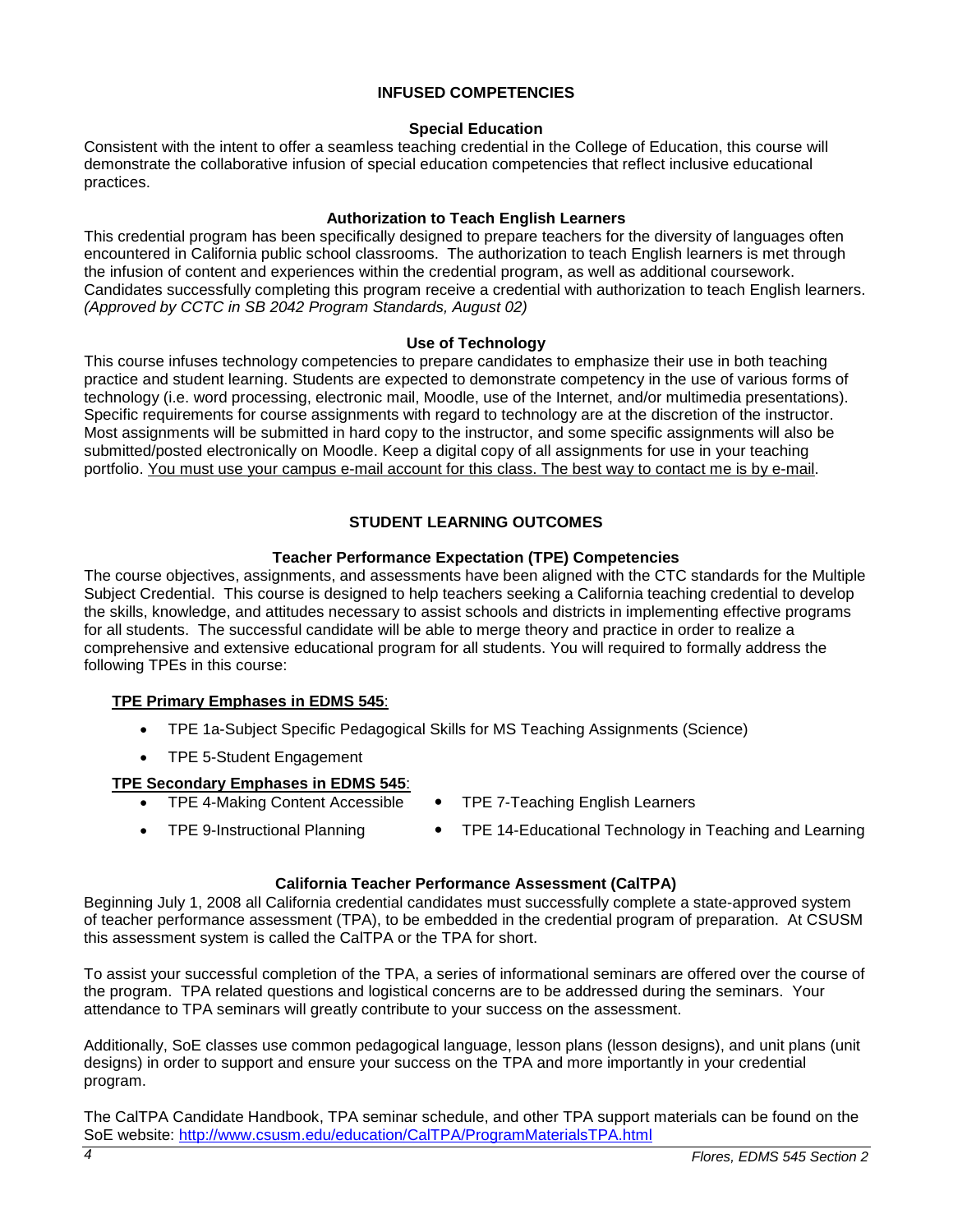## INFUSED COMPETENCIES

### Special Education

Consistent with the intent to offer a seamless teaching credential in the College of Education, this course will demonstrate the collaborative infusion of special education competencies that reflect inclusive educational practices.

### Authorization to Teach English Learners

This credential program has been specifically designed to prepare teachers for the diversity of languages often encountered in California public school classrooms. The authorization to teach English learners is met through the infusion of content and experiences within the credential program, as well as additional coursework. Candidates successfully completing this program receive a credential with authorization to teach English learners. *(Approved by CCTC in SB 2042 Program Standards, August 02)*

### Use of Technology

This course infuses technology competencies to prepare candidates to emphasize their use in both teaching practice and student learning. Students are expected to demonstrate competency in the use of various forms of technology (i.e. word processing, electronic mail, Moodle, use of the Internet, and/or multimedia presentations). Specific requirements for course assignments with regard to technology are at the discretion of the instructor. Most assignments will be submitted in hard copy to the instructor, and some specific assignments will also be submitted/posted electronically on Moodle. Keep a digital copy of all assignments for use in your teaching portfolio. <u>You must use your campus e-mail account for this class. The best way to contact me is by e-mail</u>.

## STUDENT LEARNING OUTCOMES

### Teacher Performance Expectation (TPE) Competencies

The course objectives, assignments, and assessments have been aligned with the CTC standards for the Multiple Subject Credential. This course is designed to help teachers seeking a California teaching credential to develop the skills, knowledge, and attitudes necessary to assist schools and districts in implementing effective programs for all students. The successful candidate will be able to merge theory and practice in order to realize a comprehensive and extensive educational program for all students. You will required to formally address the following TPEs in this course:

**<u>TPE Primary Emphases in EDMS 545</u>**:

- TPE 1a-Subject Specific Pedagogical Skills for MS Teaching Assignments (Science)
- TPE 5-Student Engagement

**<u>TPE Secondary Emphases in EDMS 545</u>**:

- TPE 4-Making Content Accessible
- TPE 7-Teaching English Learners
- TPE 9-Instructional Planning
- TPE 14-Educational Technology in Teaching and Learning

### California Teacher Performance Assessment (CalTPA)

Beginning July 1, 2008 all California credential candidates must successfully complete a state-approved system of teacher performance assessment (TPA), to be embedded in the credential program of preparation. At CSUSM this assessment system is called the CalTPA or the TPA for short.

To assist your successful completion of the TPA, a series of informational seminars are offered over the course of the program. TPA related questions and logistical concerns are to be addressed during the seminars. Your attendance to TPA seminars will greatly contribute to your success on the assessment.

Additionally, SoE classes use common pedagogical language, lesson plans (lesson designs), and unit plans (unit designs) in order to support and ensure your success on the TPA and more importantly in your credential program.

The CalTPA Candidate Handbook, TPA seminar schedule, and other TPA support materials can be found on the SoE website: http://www.csusm.edu/education/CalTPA/ProgramMaterialsTPA.html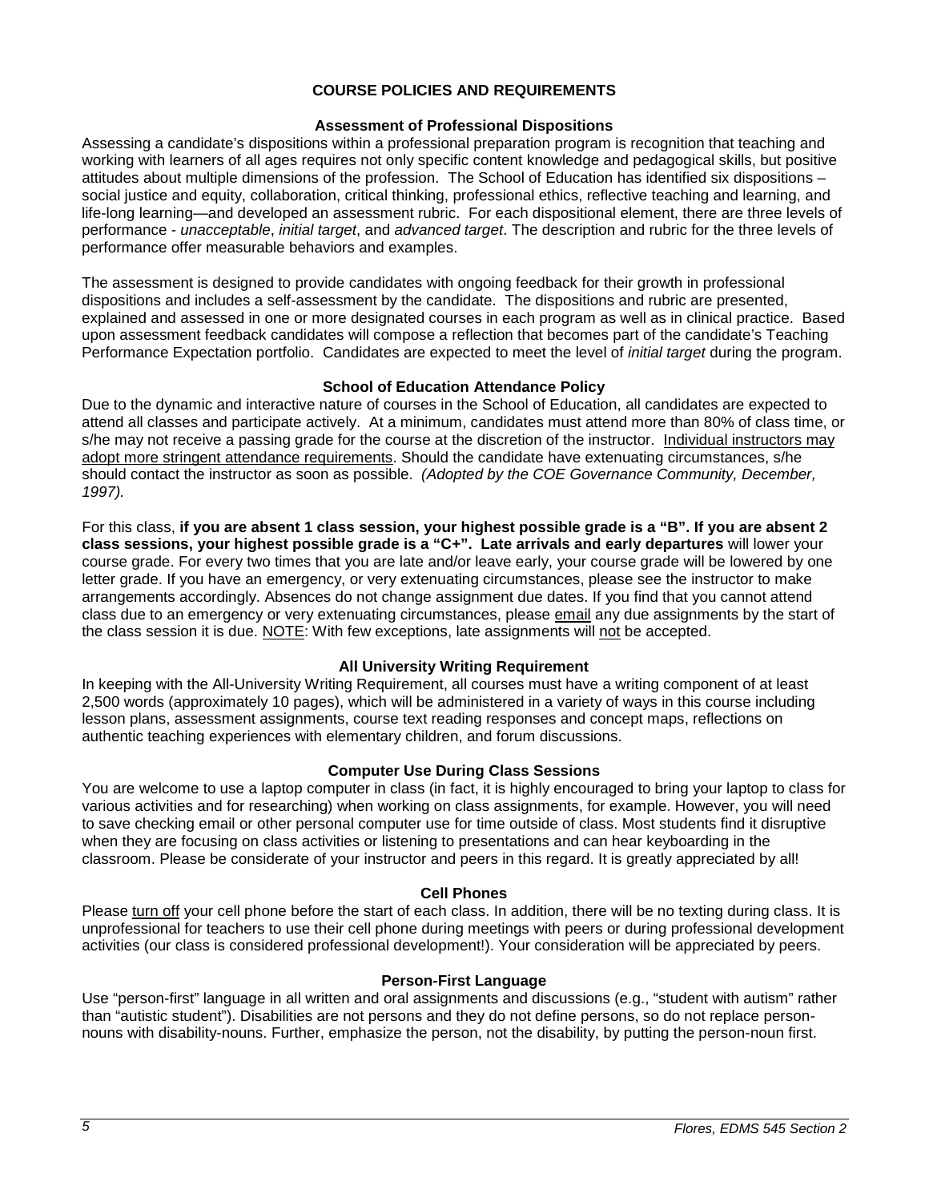## COURSE POLICIES AND REQUIREMENTS

### Assessment of Professional Dispositions

Assessing a candidate's dispositions within a professional preparation program is recognition that teaching and working with learners of all ages requires not only specific content knowledge and pedagogical skills, but positive attitudes about multiple dimensions of the profession. The School of Education has identified six dispositions – social justice and equity, collaboration, critical thinking, professional ethics, reflective teaching and learning, and life-long learning—and developed an assessment rubric. For each dispositional element, there are three levels of performance - *unacceptable*, *initial target*, and *advanced target*. The description and rubric for the three levels of performance offer measurable behaviors and examples.

The assessment is designed to provide candidates with ongoing feedback for their growth in professional dispositions and includes a self-assessment by the candidate. The dispositions and rubric are presented, explained and assessed in one or more designated courses in each program as well as in clinical practice. Based upon assessment feedback candidates will compose a reflection that becomes part of the candidate's Teaching Performance Expectation portfolio. Candidates are expected to meet the level of *initial target* during the program.

### School of Education Attendance Policy

Due to the dynamic and interactive nature of courses in the School of Education, all candidates are expected to attend all classes and participate actively. At a minimum, candidates must attend more than 80% of class time, or s/he may not receive a passing grade for the course at the discretion of the instructor. Individual instructors may adopt more stringent attendance requirements. Should the candidate have extenuating circumstances, s/he should contact the instructor as soon as possible. *(Adopted by the COE Governance Community, December, 1997).*

For this class, **if you are absent 1 class session, your highest possible grade is a "B". If you are absent 2 class sessions, your highest possible grade is a "C+". Late arrivals and early departures** will lower your course grade. For every two times that you are late and/or leave early, your course grade will be lowered by one letter grade. If you have an emergency, or very extenuating circumstances, please see the instructor to make arrangements accordingly. Absences do not change assignment due dates. If you find that you cannot attend class due to an emergency or very extenuating circumstances, please email any due assignments by the start of the class session it is due. NOTE: With few exceptions, late assignments will not be accepted.

### All University Writing Requirement

In keeping with the All-University Writing Requirement, all courses must have a writing component of at least 2,500 words (approximately 10 pages), which will be administered in a variety of ways in this course including lesson plans, assessment assignments, course text reading responses and concept maps, reflections on authentic teaching experiences with elementary children, and forum discussions.

### Computer Use During Class Sessions

You are welcome to use a laptop computer in class (in fact, it is highly encouraged to bring your laptop to class for various activities and for researching) when working on class assignments, for example. However, you will need to save checking email or other personal computer use for time outside of class. Most students find it disruptive when they are focusing on class activities or listening to presentations and can hear keyboarding in the classroom. Please be considerate of your instructor and peers in this regard. It is greatly appreciated by all!

### Cell Phones

Please turn off your cell phone before the start of each class. In addition, there will be no texting during class. It is unprofessional for teachers to use their cell phone during meetings with peers or during professional development activities (our class is considered professional development!). Your consideration will be appreciated by peers.

### Person-First Language

Use "person-first" language in all written and oral assignments and discussions (e.g., "student with autism" rather than "autistic student"). Disabilities are not persons and they do not define persons, so do not replace person-nouns with disability-nouns. Further, emphasize the person, not the disability, by putting the person-noun first.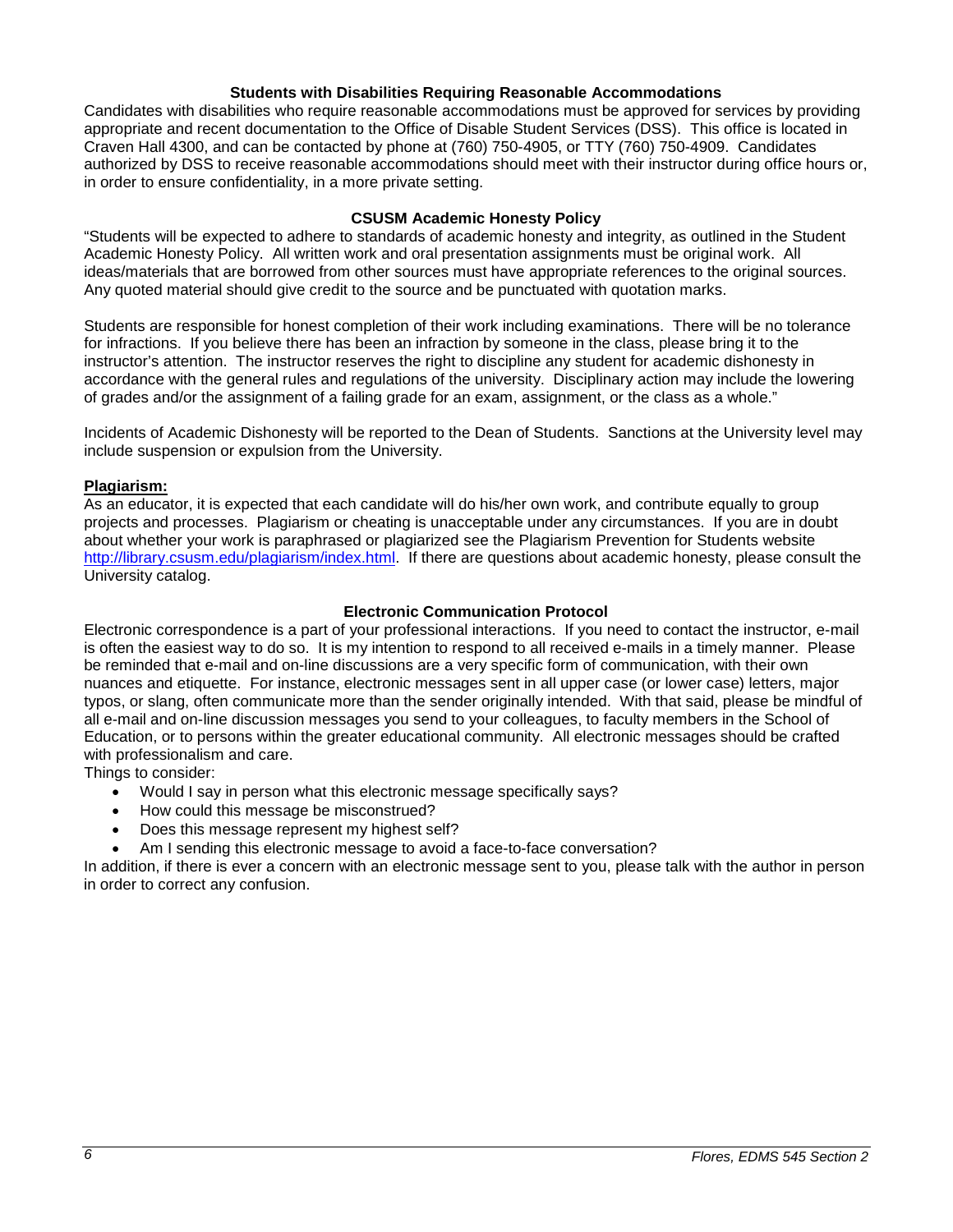## Students with Disabilities Requiring Reasonable Accommodations

Candidates with disabilities who require reasonable accommodations must be approved for services by providing appropriate and recent documentation to the Office of Disable Student Services (DSS). This office is located in Craven Hall 4300, and can be contacted by phone at (760) 750-4905, or TTY (760) 750-4909. Candidates authorized by DSS to receive reasonable accommodations should meet with their instructor during office hours or, in order to ensure confidentiality, in a more private setting.

## CSUSM Academic Honesty Policy

"Students will be expected to adhere to standards of academic honesty and integrity, as outlined in the Student Academic Honesty Policy. All written work and oral presentation assignments must be original work. All ideas/materials that are borrowed from other sources must have appropriate references to the original sources. Any quoted material should give credit to the source and be punctuated with quotation marks.

Students are responsible for honest completion of their work including examinations. There will be no tolerance for infractions. If you believe there has been an infraction by someone in the class, please bring it to the instructor's attention. The instructor reserves the right to discipline any student for academic dishonesty in accordance with the general rules and regulations of the university. Disciplinary action may include the lowering of grades and/or the assignment of a failing grade for an exam, assignment, or the class as a whole."

Incidents of Academic Dishonesty will be reported to the Dean of Students. Sanctions at the University level may include suspension or expulsion from the University.

**Plagiarism:**

As an educator, it is expected that each candidate will do his/her own work, and contribute equally to group projects and processes. Plagiarism or cheating is unacceptable under any circumstances. If you are in doubt about whether your work is paraphrased or plagiarized see the Plagiarism Prevention for Students website http://library.csusm.edu/plagiarism/index.html. If there are questions about academic honesty, please consult the University catalog.

## Electronic Communication Protocol

Electronic correspondence is a part of your professional interactions. If you need to contact the instructor, e-mail is often the easiest way to do so. It is my intention to respond to all received e-mails in a timely manner. Please be reminded that e-mail and on-line discussions are a very specific form of communication, with their own nuances and etiquette. For instance, electronic messages sent in all upper case (or lower case) letters, major typos, or slang, often communicate more than the sender originally intended. With that said, please be mindful of all e-mail and on-line discussion messages you send to your colleagues, to faculty members in the School of Education, or to persons within the greater educational community. All electronic messages should be crafted with professionalism and care.

Things to consider:

- Would I say in person what this electronic message specifically says?
- How could this message be misconstrued?
- Does this message represent my highest self?
- Am I sending this electronic message to avoid a face-to-face conversation?

In addition, if there is ever a concern with an electronic message sent to you, please talk with the author in person in order to correct any confusion.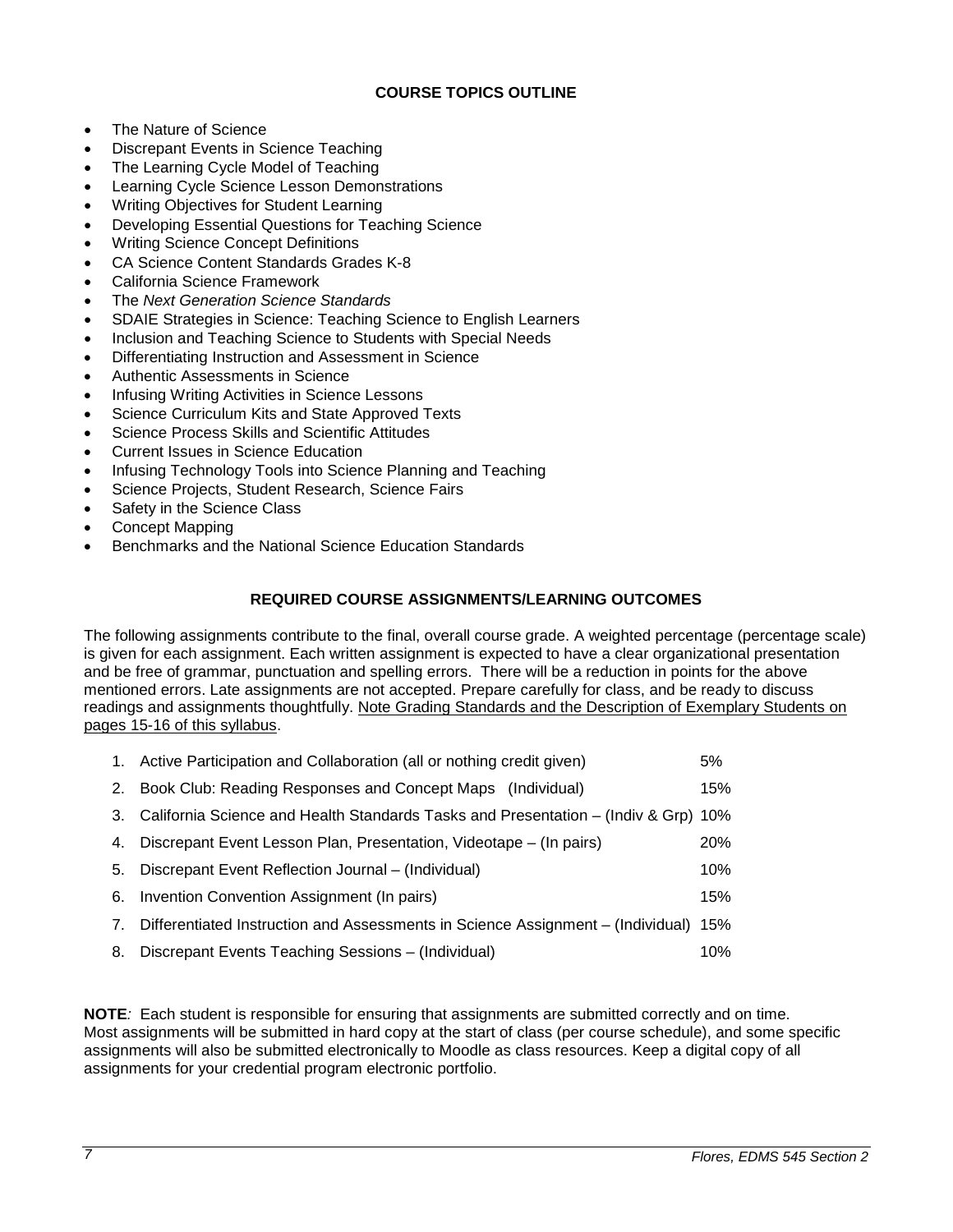## COURSE TOPICS OUTLINE

- The Nature of Science
- Discrepant Events in Science Teaching
- The Learning Cycle Model of Teaching
- Learning Cycle Science Lesson Demonstrations
- Writing Objectives for Student Learning
- Developing Essential Questions for Teaching Science
- Writing Science Concept Definitions
- CA Science Content Standards Grades K-8
- California Science Framework
- The *Next Generation Science Standards*
- SDAIE Strategies in Science: Teaching Science to English Learners
- Inclusion and Teaching Science to Students with Special Needs
- Differentiating Instruction and Assessment in Science
- Authentic Assessments in Science
- Infusing Writing Activities in Science Lessons
- Science Curriculum Kits and State Approved Texts
- Science Process Skills and Scientific Attitudes
- Current Issues in Science Education
- Infusing Technology Tools into Science Planning and Teaching
- Science Projects, Student Research, Science Fairs
- Safety in the Science Class
- Concept Mapping
- Benchmarks and the National Science Education Standards

## REQUIRED COURSE ASSIGNMENTS/LEARNING OUTCOMES

The following assignments contribute to the final, overall course grade. A weighted percentage (percentage scale) is given for each assignment. Each written assignment is expected to have a clear organizational presentation and be free of grammar, punctuation and spelling errors. There will be a reduction in points for the above mentioned errors. Late assignments are not accepted. Prepare carefully for class, and be ready to discuss readings and assignments thoughtfully. Note Grading Standards and the Description of Exemplary Students on pages 15-16 of this syllabus.

1. Active Participation and Collaboration (all or nothing credit given) 5%
2. Book Club: Reading Responses and Concept Maps (Individual) 15%
3. California Science and Health Standards Tasks and Presentation – (Indiv & Grp) 10%
4. Discrepant Event Lesson Plan, Presentation, Videotape – (In pairs) 20%
5. Discrepant Event Reflection Journal – (Individual) 10%
6. Invention Convention Assignment (In pairs) 15%
7. Differentiated Instruction and Assessments in Science Assignment – (Individual) 15%
8. Discrepant Events Teaching Sessions – (Individual) 10%

**NOTE***:* Each student is responsible for ensuring that assignments are submitted correctly and on time. Most assignments will be submitted in hard copy at the start of class (per course schedule), and some specific assignments will also be submitted electronically to Moodle as class resources. Keep a digital copy of all assignments for your credential program electronic portfolio.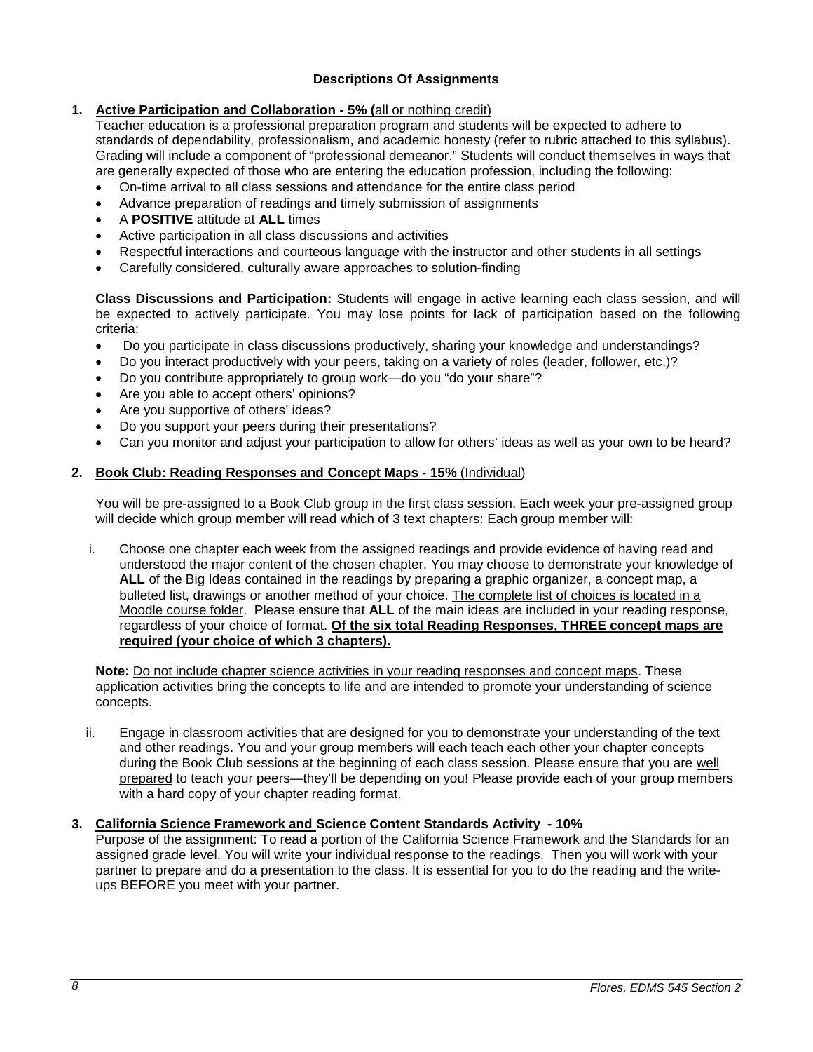### Descriptions Of Assignments

1. **Active Participation and Collaboration - 5% (all or nothing credit)**

   Teacher education is a professional preparation program and students will be expected to adhere to standards of dependability, professionalism, and academic honesty (refer to rubric attached to this syllabus). Grading will include a component of "professional demeanor." Students will conduct themselves in ways that are generally expected of those who are entering the education profession, including the following:

   - On-time arrival to all class sessions and attendance for the entire class period
   - Advance preparation of readings and timely submission of assignments
   - A **POSITIVE** attitude at **ALL** times
   - Active participation in all class discussions and activities
   - Respectful interactions and courteous language with the instructor and other students in all settings
   - Carefully considered, culturally aware approaches to solution-finding

   **Class Discussions and Participation:** Students will engage in active learning each class session, and will be expected to actively participate. You may lose points for lack of participation based on the following criteria:

   - Do you participate in class discussions productively, sharing your knowledge and understandings?
   - Do you interact productively with your peers, taking on a variety of roles (leader, follower, etc.)?
   - Do you contribute appropriately to group work—do you "do your share"?
   - Are you able to accept others' opinions?
   - Are you supportive of others' ideas?
   - Do you support your peers during their presentations?
   - Can you monitor and adjust your participation to allow for others' ideas as well as your own to be heard?

2. **Book Club: Reading Responses and Concept Maps - 15% (Individual)**

   You will be pre-assigned to a Book Club group in the first class session. Each week your pre-assigned group will decide which group member will read which of 3 text chapters: Each group member will:

   i. Choose one chapter each week from the assigned readings and provide evidence of having read and understood the major content of the chosen chapter. You may choose to demonstrate your knowledge of **ALL** of the Big Ideas contained in the readings by preparing a graphic organizer, a concept map, a bulleted list, drawings or another method of your choice. The complete list of choices is located in a Moodle course folder. Please ensure that **ALL** of the main ideas are included in your reading response, regardless of your choice of format. **Of the six total Reading Responses, THREE concept maps are required (your choice of which 3 chapters).**

   **Note:** Do not include chapter science activities in your reading responses and concept maps. These application activities bring the concepts to life and are intended to promote your understanding of science concepts.

   ii. Engage in classroom activities that are designed for you to demonstrate your understanding of the text and other readings. You and your group members will each teach each other your chapter concepts during the Book Club sessions at the beginning of each class session. Please ensure that you are well prepared to teach your peers—they'll be depending on you! Please provide each of your group members with a hard copy of your chapter reading format.

3. **California Science Framework and Science Content Standards Activity - 10%**

   Purpose of the assignment: To read a portion of the California Science Framework and the Standards for an assigned grade level. You will write your individual response to the readings. Then you will work with your partner to prepare and do a presentation to the class. It is essential for you to do the reading and the write-ups BEFORE you meet with your partner.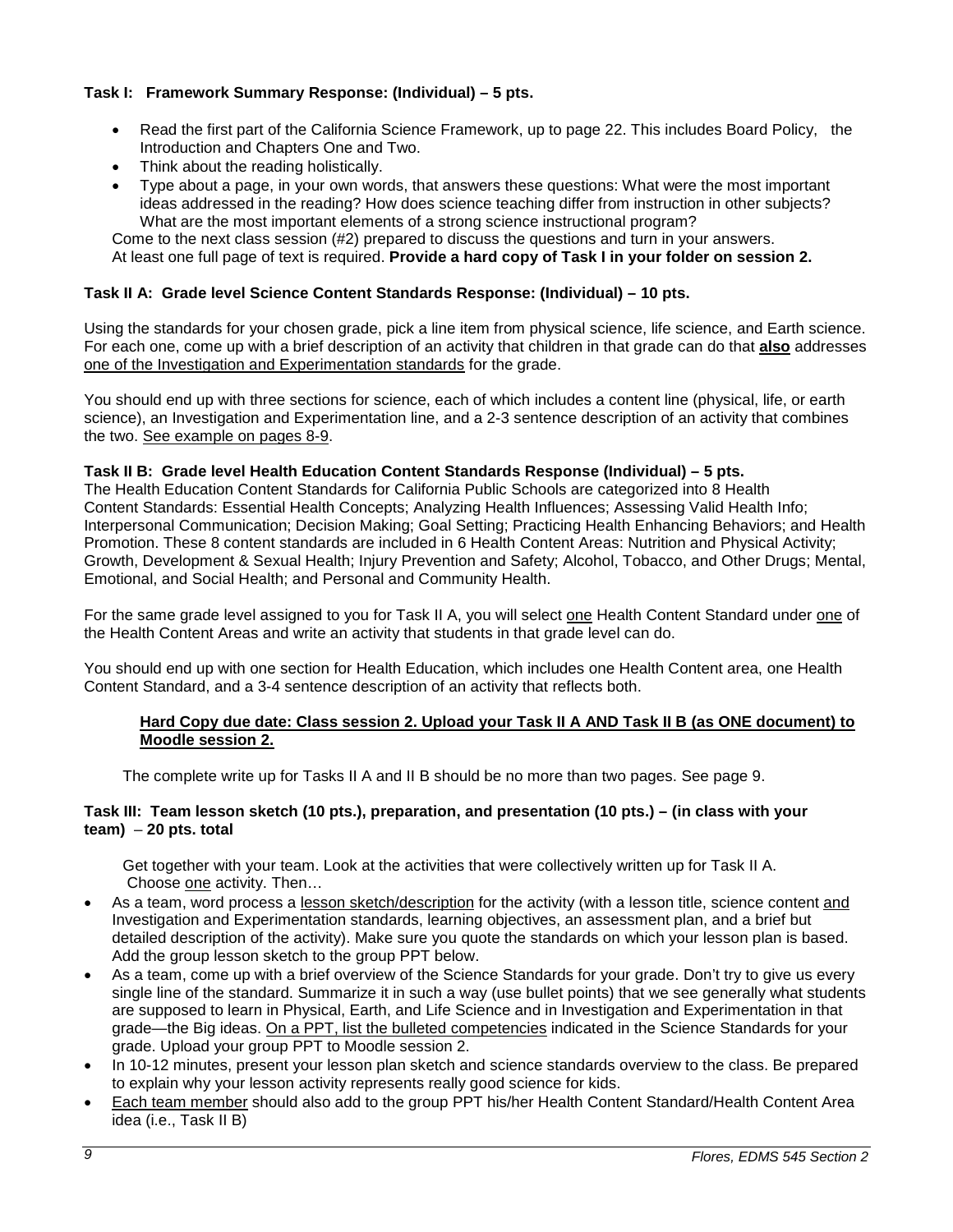**Task I: Framework Summary Response: (Individual) – 5 pts.**

- Read the first part of the California Science Framework, up to page 22. This includes Board Policy, the Introduction and Chapters One and Two.
- Think about the reading holistically.
- Type about a page, in your own words, that answers these questions: What were the most important ideas addressed in the reading? How does science teaching differ from instruction in other subjects? What are the most important elements of a strong science instructional program?

Come to the next class session (#2) prepared to discuss the questions and turn in your answers. At least one full page of text is required. **Provide a hard copy of Task I in your folder on session 2.**

**Task II A: Grade level Science Content Standards Response: (Individual) – 10 pts.**

Using the standards for your chosen grade, pick a line item from physical science, life science, and Earth science. For each one, come up with a brief description of an activity that children in that grade can do that <u>**also**</u> addresses <u>one of the Investigation and Experimentation standards</u> for the grade.

You should end up with three sections for science, each of which includes a content line (physical, life, or earth science), an Investigation and Experimentation line, and a 2-3 sentence description of an activity that combines the two. <u>See example on pages 8-9</u>.

**Task II B: Grade level Health Education Content Standards Response (Individual) – 5 pts.**

The Health Education Content Standards for California Public Schools are categorized into 8 Health Content Standards: Essential Health Concepts; Analyzing Health Influences; Assessing Valid Health Info; Interpersonal Communication; Decision Making; Goal Setting; Practicing Health Enhancing Behaviors; and Health Promotion. These 8 content standards are included in 6 Health Content Areas: Nutrition and Physical Activity; Growth, Development & Sexual Health; Injury Prevention and Safety; Alcohol, Tobacco, and Other Drugs; Mental, Emotional, and Social Health; and Personal and Community Health.

For the same grade level assigned to you for Task II A, you will select <u>one</u> Health Content Standard under <u>one</u> of the Health Content Areas and write an activity that students in that grade level can do.

You should end up with one section for Health Education, which includes one Health Content area, one Health Content Standard, and a 3-4 sentence description of an activity that reflects both.

> <u>**Hard Copy due date: Class session 2. Upload your Task II A AND Task II B (as ONE document) to Moodle session 2.**</u>

The complete write up for Tasks II A and II B should be no more than two pages. See page 9.

**Task III: Team lesson sketch (10 pts.), preparation, and presentation (10 pts.) – (in class with your team) – 20 pts. total**

Get together with your team. Look at the activities that were collectively written up for Task II A. Choose <u>one</u> activity. Then…

- As a team, word process a <u>lesson sketch/description</u> for the activity (with a lesson title, science content <u>and</u> Investigation and Experimentation standards, learning objectives, an assessment plan, and a brief but detailed description of the activity). Make sure you quote the standards on which your lesson plan is based. Add the group lesson sketch to the group PPT below.
- As a team, come up with a brief overview of the Science Standards for your grade. Don't try to give us every single line of the standard. Summarize it in such a way (use bullet points) that we see generally what students are supposed to learn in Physical, Earth, and Life Science and in Investigation and Experimentation in that grade—the Big ideas. <u>On a PPT, list the bulleted competencies</u> indicated in the Science Standards for your grade. Upload your group PPT to Moodle session 2.
- In 10-12 minutes, present your lesson plan sketch and science standards overview to the class. Be prepared to explain why your lesson activity represents really good science for kids.
- <u>Each team member</u> should also add to the group PPT his/her Health Content Standard/Health Content Area idea (i.e., Task II B)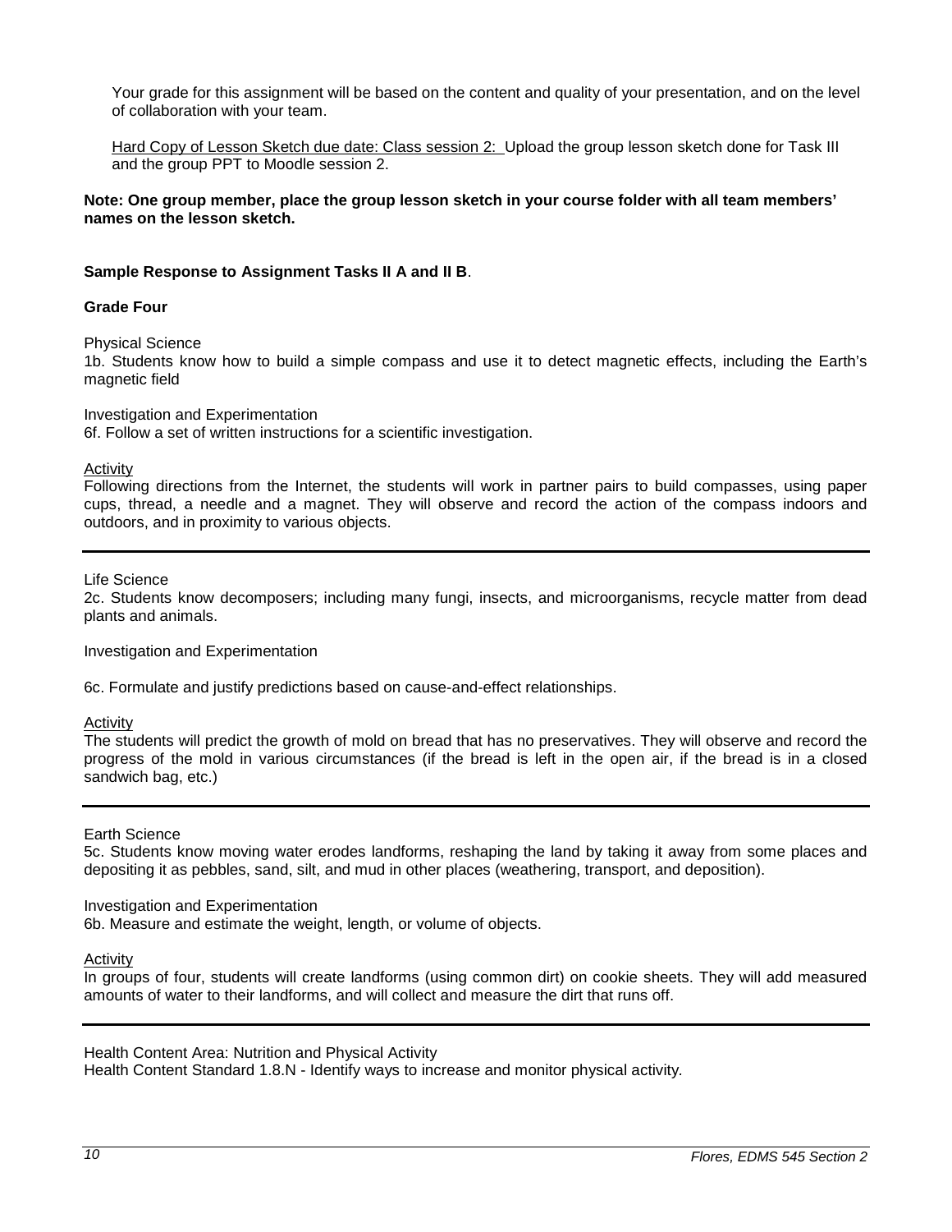Your grade for this assignment will be based on the content and quality of your presentation, and on the level of collaboration with your team.

Hard Copy of Lesson Sketch due date: Class session 2: Upload the group lesson sketch done for Task III and the group PPT to Moodle session 2.

**Note: One group member, place the group lesson sketch in your course folder with all team members' names on the lesson sketch.**

**Sample Response to Assignment Tasks II A and II B**.

**Grade Four**

Physical Science
1b. Students know how to build a simple compass and use it to detect magnetic effects, including the Earth's magnetic field

Investigation and Experimentation
6f. Follow a set of written instructions for a scientific investigation.

Activity
Following directions from the Internet, the students will work in partner pairs to build compasses, using paper cups, thread, a needle and a magnet. They will observe and record the action of the compass indoors and outdoors, and in proximity to various objects.

---

Life Science
2c. Students know decomposers; including many fungi, insects, and microorganisms, recycle matter from dead plants and animals.

Investigation and Experimentation

6c. Formulate and justify predictions based on cause-and-effect relationships.

Activity
The students will predict the growth of mold on bread that has no preservatives. They will observe and record the progress of the mold in various circumstances (if the bread is left in the open air, if the bread is in a closed sandwich bag, etc.)

---

Earth Science
5c. Students know moving water erodes landforms, reshaping the land by taking it away from some places and depositing it as pebbles, sand, silt, and mud in other places (weathering, transport, and deposition).

Investigation and Experimentation
6b. Measure and estimate the weight, length, or volume of objects.

Activity
In groups of four, students will create landforms (using common dirt) on cookie sheets. They will add measured amounts of water to their landforms, and will collect and measure the dirt that runs off.

---

Health Content Area: Nutrition and Physical Activity
Health Content Standard 1.8.N - Identify ways to increase and monitor physical activity.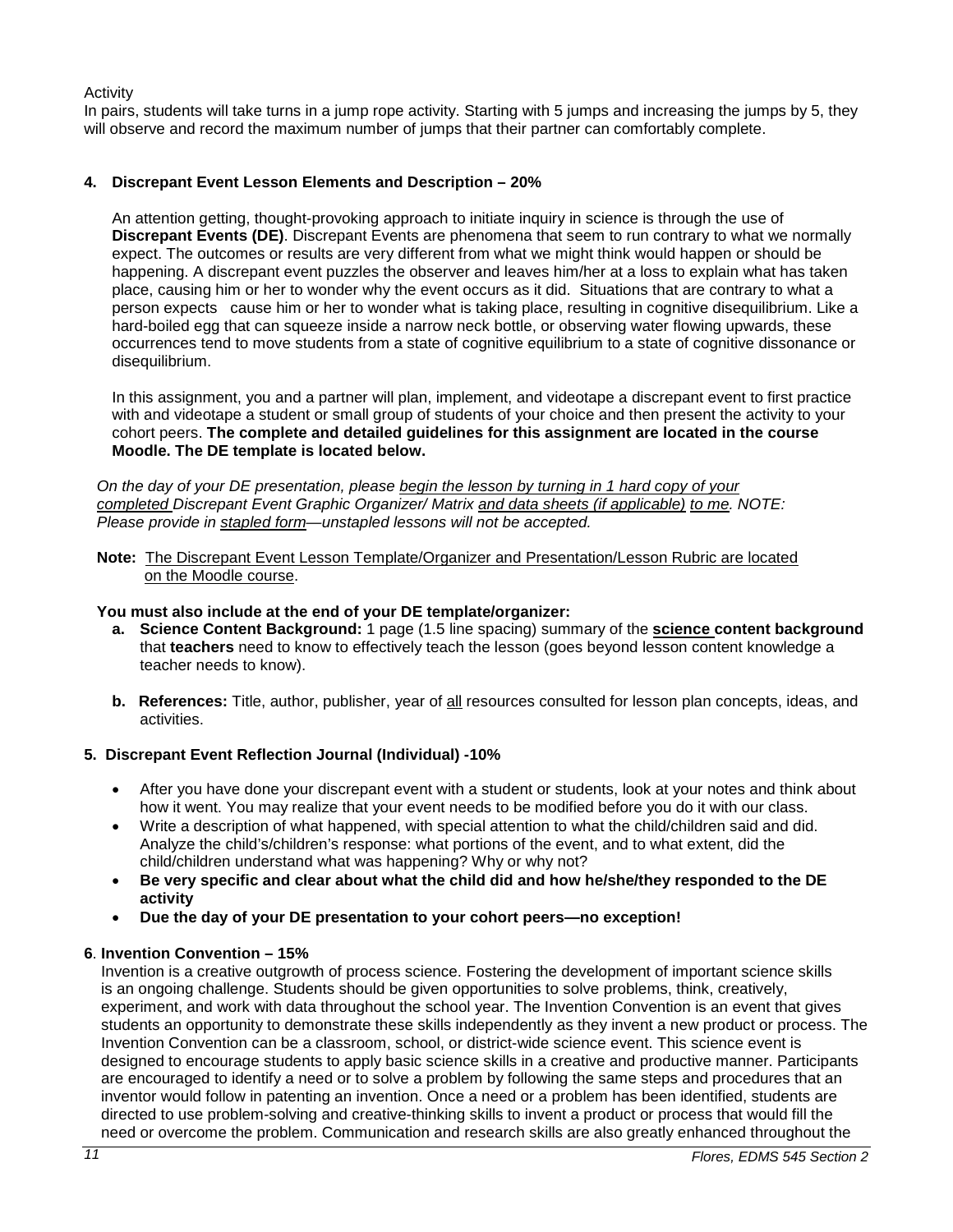Activity

In pairs, students will take turns in a jump rope activity. Starting with 5 jumps and increasing the jumps by 5, they will observe and record the maximum number of jumps that their partner can comfortably complete.

### 4. Discrepant Event Lesson Elements and Description – 20%

An attention getting, thought-provoking approach to initiate inquiry in science is through the use of **Discrepant Events (DE)**. Discrepant Events are phenomena that seem to run contrary to what we normally expect. The outcomes or results are very different from what we might think would happen or should be happening. A discrepant event puzzles the observer and leaves him/her at a loss to explain what has taken place, causing him or her to wonder why the event occurs as it did. Situations that are contrary to what a person expects cause him or her to wonder what is taking place, resulting in cognitive disequilibrium. Like a hard-boiled egg that can squeeze inside a narrow neck bottle, or observing water flowing upwards, these occurrences tend to move students from a state of cognitive equilibrium to a state of cognitive dissonance or disequilibrium.

In this assignment, you and a partner will plan, implement, and videotape a discrepant event to first practice with and videotape a student or small group of students of your choice and then present the activity to your cohort peers. **The complete and detailed guidelines for this assignment are located in the course Moodle. The DE template is located below.**

*On the day of your DE presentation, please begin the lesson by turning in 1 hard copy of your completed Discrepant Event Graphic Organizer/ Matrix and data sheets (if applicable) to me. NOTE: Please provide in stapled form—unstapled lessons will not be accepted.*

**Note:** The Discrepant Event Lesson Template/Organizer and Presentation/Lesson Rubric are located on the Moodle course.

**You must also include at the end of your DE template/organizer:**

a. **Science Content Background:** 1 page (1.5 line spacing) summary of the **science content background** that **teachers** need to know to effectively teach the lesson (goes beyond lesson content knowledge a teacher needs to know).

b. **References:** Title, author, publisher, year of all resources consulted for lesson plan concepts, ideas, and activities.

### 5. Discrepant Event Reflection Journal (Individual) -10%

- After you have done your discrepant event with a student or students, look at your notes and think about how it went. You may realize that your event needs to be modified before you do it with our class.
- Write a description of what happened, with special attention to what the child/children said and did. Analyze the child's/children's response: what portions of the event, and to what extent, did the child/children understand what was happening? Why or why not?
- **Be very specific and clear about what the child did and how he/she/they responded to the DE activity**
- **Due the day of your DE presentation to your cohort peers—no exception!**

### 6. Invention Convention – 15%

Invention is a creative outgrowth of process science. Fostering the development of important science skills is an ongoing challenge. Students should be given opportunities to solve problems, think, creatively, experiment, and work with data throughout the school year. The Invention Convention is an event that gives students an opportunity to demonstrate these skills independently as they invent a new product or process. The Invention Convention can be a classroom, school, or district-wide science event. This science event is designed to encourage students to apply basic science skills in a creative and productive manner. Participants are encouraged to identify a need or to solve a problem by following the same steps and procedures that an inventor would follow in patenting an invention. Once a need or a problem has been identified, students are directed to use problem-solving and creative-thinking skills to invent a product or process that would fill the need or overcome the problem. Communication and research skills are also greatly enhanced throughout the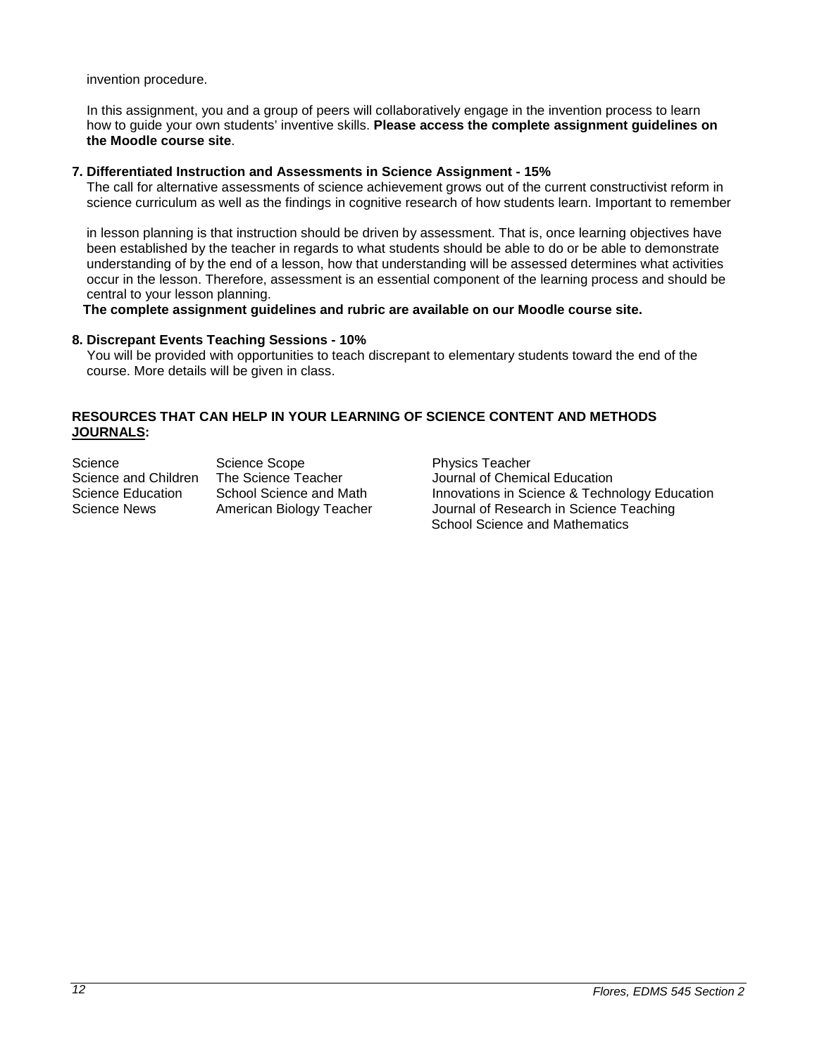invention procedure.

In this assignment, you and a group of peers will collaboratively engage in the invention process to learn how to guide your own students' inventive skills. **Please access the complete assignment guidelines on the Moodle course site**.

**7. Differentiated Instruction and Assessments in Science Assignment - 15%**

The call for alternative assessments of science achievement grows out of the current constructivist reform in science curriculum as well as the findings in cognitive research of how students learn. Important to remember

in lesson planning is that instruction should be driven by assessment. That is, once learning objectives have been established by the teacher in regards to what students should be able to do or be able to demonstrate understanding of by the end of a lesson, how that understanding will be assessed determines what activities occur in the lesson. Therefore, assessment is an essential component of the learning process and should be central to your lesson planning.

**The complete assignment guidelines and rubric are available on our Moodle course site.**

**8. Discrepant Events Teaching Sessions - 10%**

You will be provided with opportunities to teach discrepant to elementary students toward the end of the course. More details will be given in class.

**RESOURCES THAT CAN HELP IN YOUR LEARNING OF SCIENCE CONTENT AND METHODS <u>JOURNALS</u>:**

| | | |
|---|---|---|
| Science | Science Scope | Physics Teacher |
| Science and Children | The Science Teacher | Journal of Chemical Education |
| Science Education | School Science and Math | Innovations in Science & Technology Education |
| Science News | American Biology Teacher | Journal of Research in Science Teaching |
| | | School Science and Mathematics |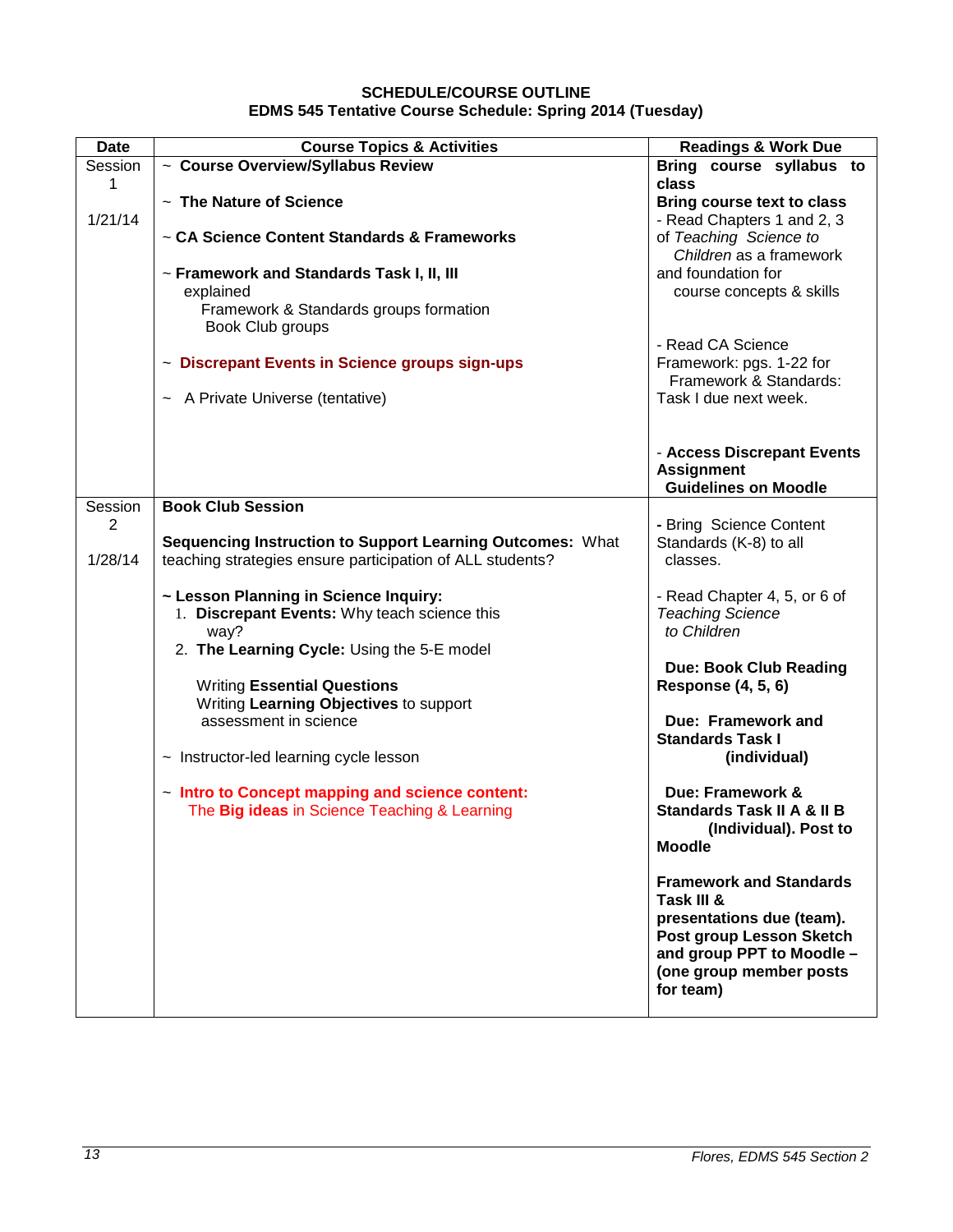**SCHEDULE/COURSE OUTLINE**
**EDMS 545 Tentative Course Schedule: Spring 2014 (Tuesday)**

| Date | Course Topics & Activities | Readings & Work Due |
|---|---|---|
| Session 1<br><br>1/21/14 | ~ **Course Overview/Syllabus Review**<br><br>~ **The Nature of Science**<br><br>~ **CA Science Content Standards & Frameworks**<br><br>~ **Framework and Standards Task I, II, III** explained<br>Framework & Standards groups formation<br>Book Club groups<br><br>~ **Discrepant Events in Science groups sign-ups**<br><br>~ A Private Universe (tentative) | **Bring course syllabus to class**<br>**Bring course text to class**<br>- Read Chapters 1 and 2, 3 of *Teaching Science to Children* as a framework and foundation for course concepts & skills<br><br>- Read CA Science Framework: pgs. 1-22 for Framework & Standards: Task I due next week.<br><br>- **Access Discrepant Events Assignment Guidelines on Moodle** |
| Session 2<br><br>1/28/14 | **Book Club Session**<br><br>**Sequencing Instruction to Support Learning Outcomes:** What teaching strategies ensure participation of ALL students?<br><br>~ **Lesson Planning in Science Inquiry:**<br>1. **Discrepant Events:** Why teach science this way?<br>2. **The Learning Cycle:** Using the 5-E model<br><br>Writing **Essential Questions**<br>Writing **Learning Objectives** to support assessment in science<br><br>~ Instructor-led learning cycle lesson<br><br>~ **Intro to Concept mapping and science content:** The **Big ideas** in Science Teaching & Learning | **-** Bring Science Content Standards (K-8) to all classes.<br><br>- Read Chapter 4, 5, or 6 of *Teaching Science to Children*<br><br>**Due: Book Club Reading Response (4, 5, 6)**<br><br>**Due: Framework and Standards Task I (individual)**<br><br>**Due: Framework & Standards Task II A & II B (Individual). Post to Moodle**<br><br>**Framework and Standards Task III & presentations due (team). Post group Lesson Sketch and group PPT to Moodle – (one group member posts for team)** |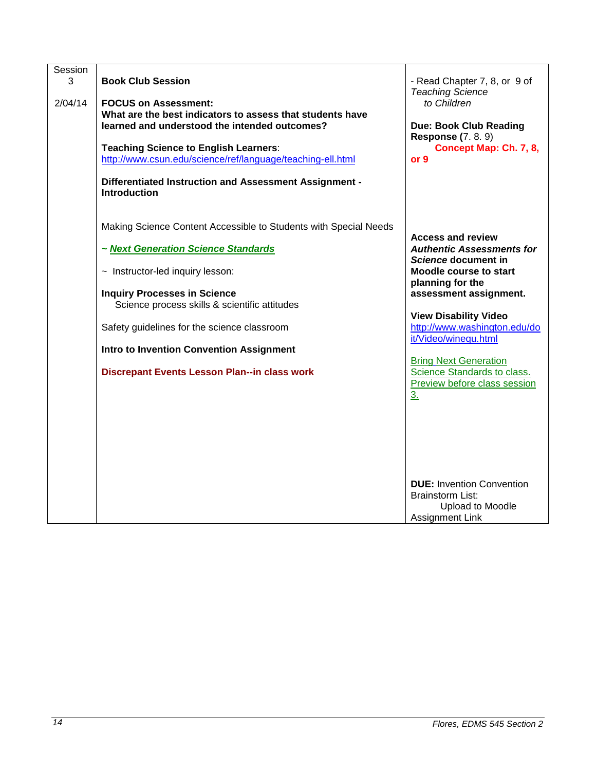| Session 3<br><br>2/04/14 | **Book Club Session**<br><br>**FOCUS on Assessment:**<br>**What are the best indicators to assess that students have learned and understood the intended outcomes?**<br><br>**Teaching Science to English Learners**:<br>http://www.csun.edu/science/ref/language/teaching-ell.html<br><br>**Differentiated Instruction and Assessment Assignment - Introduction**<br><br>Making Science Content Accessible to Students with Special Needs<br><br>**~ *Next Generation Science Standards***<br><br>~ Instructor-led inquiry lesson:<br><br>**Inquiry Processes in Science**<br>Science process skills & scientific attitudes<br><br>Safety guidelines for the science classroom<br><br>**Intro to Invention Convention Assignment**<br><br>**Discrepant Events Lesson Plan--in class work** | - Read Chapter 7, 8, or 9 of *Teaching Science to Children*<br><br>**Due: Book Club Reading Response (**7. 8. 9)<br>**Concept Map: Ch. 7, 8, or 9**<br><br>**Access and review *Authentic Assessments for Science* document in Moodle course to start planning for the assessment assignment.**<br><br>**View Disability Video**<br>http://www.washington.edu/doit/Video/winequ.html<br><br>Bring Next Generation Science Standards to class. Preview before class session 3.<br><br>**DUE:** Invention Convention Brainstorm List:<br>Upload to Moodle Assignment Link |
| --- | --- | --- |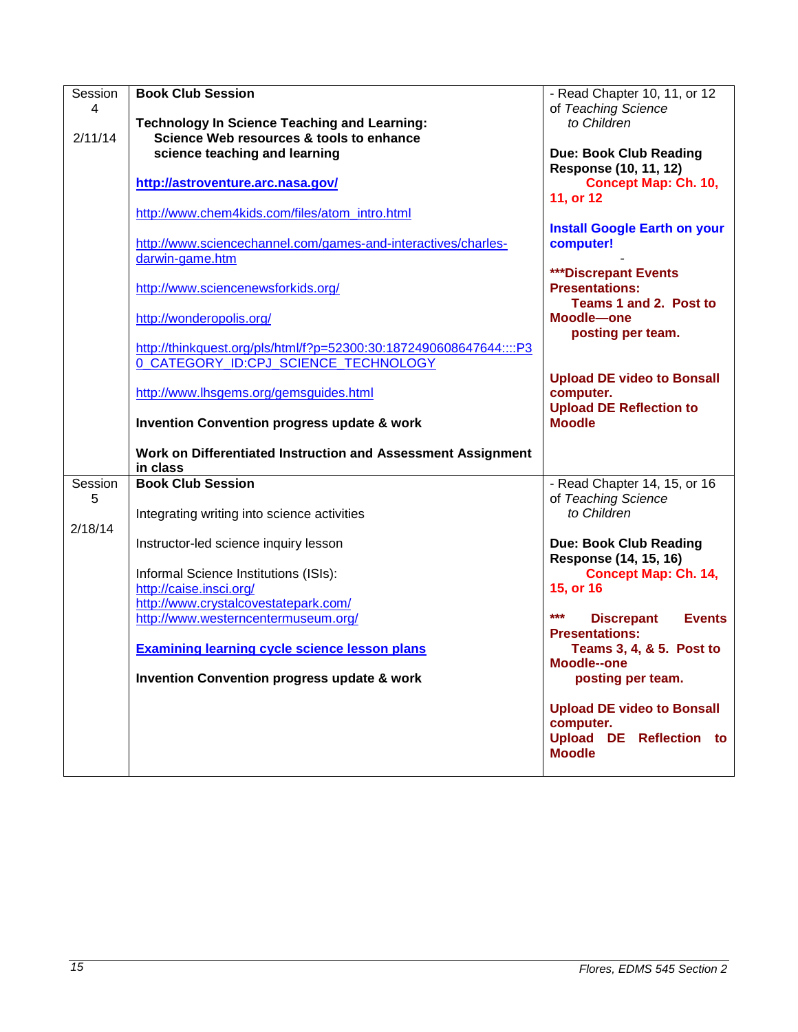| | | |
|---|---|---|
| Session 4<br><br>2/11/14 | **Book Club Session**<br><br>**Technology In Science Teaching and Learning: Science Web resources & tools to enhance science teaching and learning**<br><br>**http://astroventure.arc.nasa.gov/**<br><br>http://www.chem4kids.com/files/atom_intro.html<br><br>http://www.sciencechannel.com/games-and-interactives/charles-darwin-game.htm<br><br>http://www.sciencenewsforkids.org/<br><br>http://wonderopolis.org/<br><br>http://thinkquest.org/pls/html/f?p=52300:30:1872490608647644:::P30_CATEGORY_ID:CPJ_SCIENCE_TECHNOLOGY<br><br>http://www.lhsgems.org/gemsguides.html<br><br>**Invention Convention progress update & work**<br><br>**Work on Differentiated Instruction and Assessment Assignment in class** | - Read Chapter 10, 11, or 12 of *Teaching Science to Children*<br><br>**Due: Book Club Reading Response (10, 11, 12)**<br>**Concept Map: Ch. 10, 11, or 12**<br><br>**Install Google Earth on your computer!**<br>-<br>**\*\*\*Discrepant Events Presentations: Teams 1 and 2. Post to Moodle—one posting per team.**<br><br>**Upload DE video to Bonsall computer.**<br>**Upload DE Reflection to Moodle** |
| Session 5<br><br>2/18/14 | **Book Club Session**<br><br>Integrating writing into science activities<br><br>Instructor-led science inquiry lesson<br><br>Informal Science Institutions (ISIs):<br>http://caise.insci.org/<br>http://www.crystalcovestatepark.com/<br>http://www.westerncentermuseum.org/<br><br>**Examining learning cycle science lesson plans**<br><br>**Invention Convention progress update & work** | - Read Chapter 14, 15, or 16 of *Teaching Science to Children*<br><br>**Due: Book Club Reading Response (14, 15, 16)**<br>**Concept Map: Ch. 14, 15, or 16**<br><br>**\*\*\* Discrepant Events Presentations: Teams 3, 4, & 5. Post to Moodle--one posting per team.**<br><br>**Upload DE video to Bonsall computer.**<br>**Upload DE Reflection to Moodle** |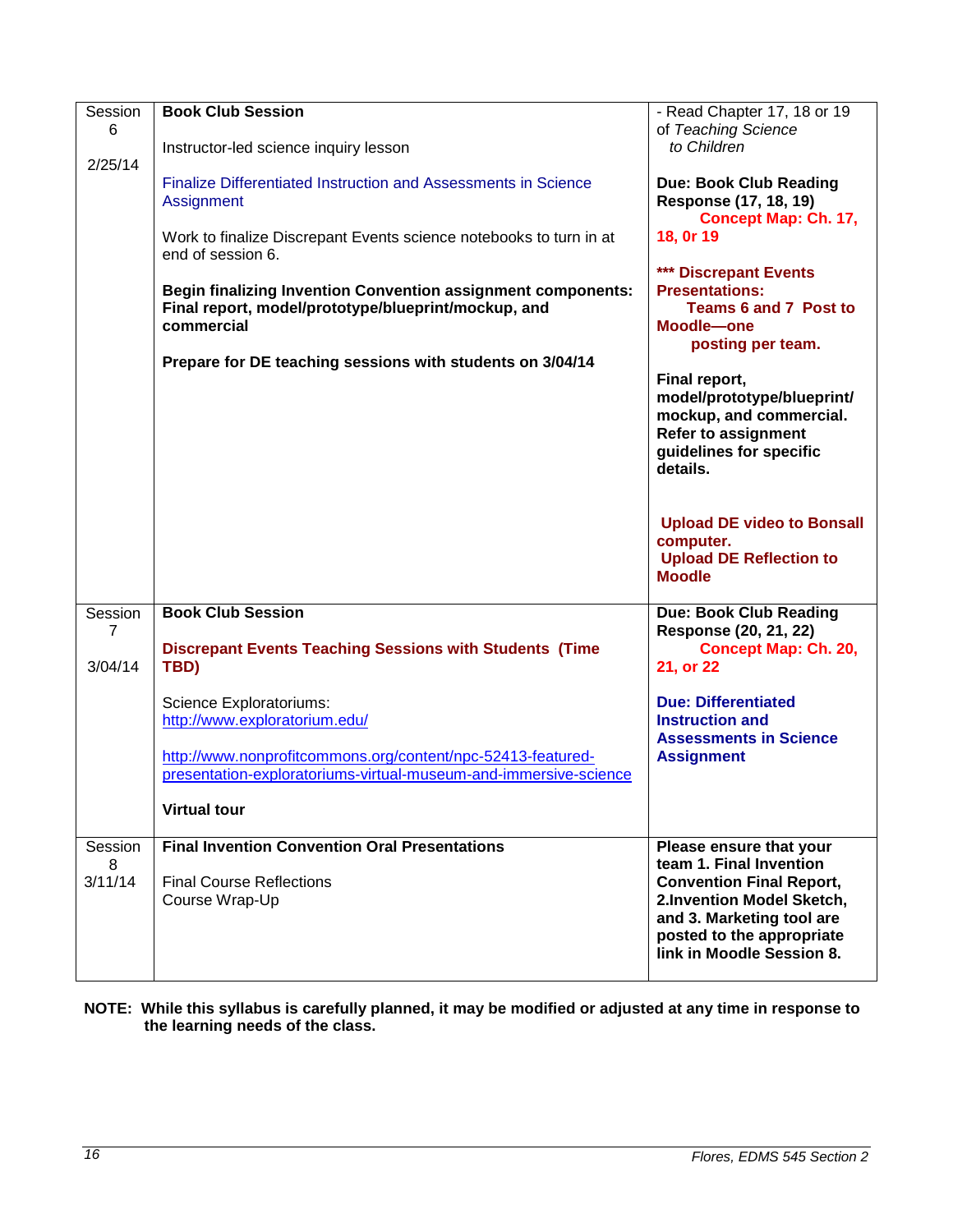| Session 6<br><br>2/25/14 | **Book Club Session**<br><br>Instructor-led science inquiry lesson<br><br>Finalize Differentiated Instruction and Assessments in Science Assignment<br><br>Work to finalize Discrepant Events science notebooks to turn in at end of session 6.<br><br>**Begin finalizing Invention Convention assignment components: Final report, model/prototype/blueprint/mockup, and commercial**<br><br>**Prepare for DE teaching sessions with students on 3/04/14** | - Read Chapter 17, 18 or 19 of *Teaching Science to Children*<br><br>**Due: Book Club Reading Response (17, 18, 19)**<br>**Concept Map: Ch. 17, 18, 0r 19**<br><br>**\*\*\* Discrepant Events Presentations: Teams 6 and 7 Post to Moodle—one posting per team.**<br><br>**Final report, model/prototype/blueprint/ mockup, and commercial. Refer to assignment guidelines for specific details.**<br><br>**Upload DE video to Bonsall computer.**<br>**Upload DE Reflection to Moodle** |
|---|---|---|
| Session 7<br><br>3/04/14 | **Book Club Session**<br><br>**Discrepant Events Teaching Sessions with Students (Time TBD)**<br><br>Science Exploratoriums:<br>http://www.exploratorium.edu/<br><br>http://www.nonprofitcommons.org/content/npc-52413-featured-presentation-exploratoriums-virtual-museum-and-immersive-science<br><br>**Virtual tour** | **Due: Book Club Reading Response (20, 21, 22)**<br>**Concept Map: Ch. 20, 21, or 22**<br><br>**Due: Differentiated Instruction and Assessments in Science Assignment** |
| Session 8<br>3/11/14 | **Final Invention Convention Oral Presentations**<br><br>Final Course Reflections<br>Course Wrap-Up | **Please ensure that your team 1. Final Invention Convention Final Report, 2.Invention Model Sketch, and 3. Marketing tool are posted to the appropriate link in Moodle Session 8.** |

**NOTE: While this syllabus is carefully planned, it may be modified or adjusted at any time in response to the learning needs of the class.**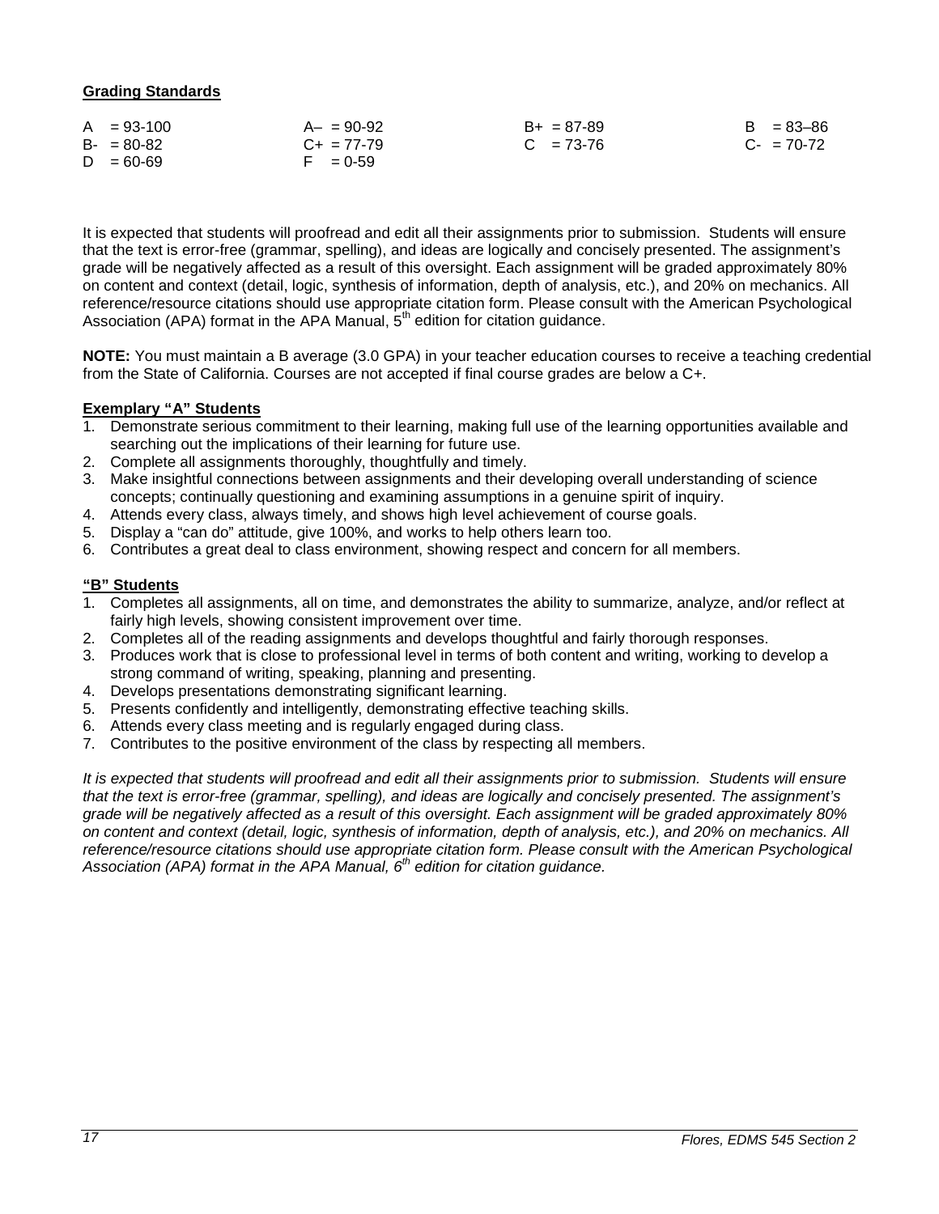**Grading Standards**

| | | | |
|---|---|---|---|
| A = 93-100 | A– = 90-92 | B+ = 87-89 | B = 83–86 |
| B- = 80-82 | C+ = 77-79 | C = 73-76 | C- = 70-72 |
| D = 60-69 | F = 0-59 | | |

It is expected that students will proofread and edit all their assignments prior to submission. Students will ensure that the text is error-free (grammar, spelling), and ideas are logically and concisely presented. The assignment's grade will be negatively affected as a result of this oversight. Each assignment will be graded approximately 80% on content and context (detail, logic, synthesis of information, depth of analysis, etc.), and 20% on mechanics. All reference/resource citations should use appropriate citation form. Please consult with the American Psychological Association (APA) format in the APA Manual, 5th edition for citation guidance.

**NOTE:** You must maintain a B average (3.0 GPA) in your teacher education courses to receive a teaching credential from the State of California. Courses are not accepted if final course grades are below a C+.

**Exemplary "A" Students**

1. Demonstrate serious commitment to their learning, making full use of the learning opportunities available and searching out the implications of their learning for future use.
2. Complete all assignments thoroughly, thoughtfully and timely.
3. Make insightful connections between assignments and their developing overall understanding of science concepts; continually questioning and examining assumptions in a genuine spirit of inquiry.
4. Attends every class, always timely, and shows high level achievement of course goals.
5. Display a "can do" attitude, give 100%, and works to help others learn too.
6. Contributes a great deal to class environment, showing respect and concern for all members.

**"B" Students**

1. Completes all assignments, all on time, and demonstrates the ability to summarize, analyze, and/or reflect at fairly high levels, showing consistent improvement over time.
2. Completes all of the reading assignments and develops thoughtful and fairly thorough responses.
3. Produces work that is close to professional level in terms of both content and writing, working to develop a strong command of writing, speaking, planning and presenting.
4. Develops presentations demonstrating significant learning.
5. Presents confidently and intelligently, demonstrating effective teaching skills.
6. Attends every class meeting and is regularly engaged during class.
7. Contributes to the positive environment of the class by respecting all members.

*It is expected that students will proofread and edit all their assignments prior to submission. Students will ensure that the text is error-free (grammar, spelling), and ideas are logically and concisely presented. The assignment's grade will be negatively affected as a result of this oversight. Each assignment will be graded approximately 80% on content and context (detail, logic, synthesis of information, depth of analysis, etc.), and 20% on mechanics. All reference/resource citations should use appropriate citation form. Please consult with the American Psychological Association (APA) format in the APA Manual, 6th edition for citation guidance.*